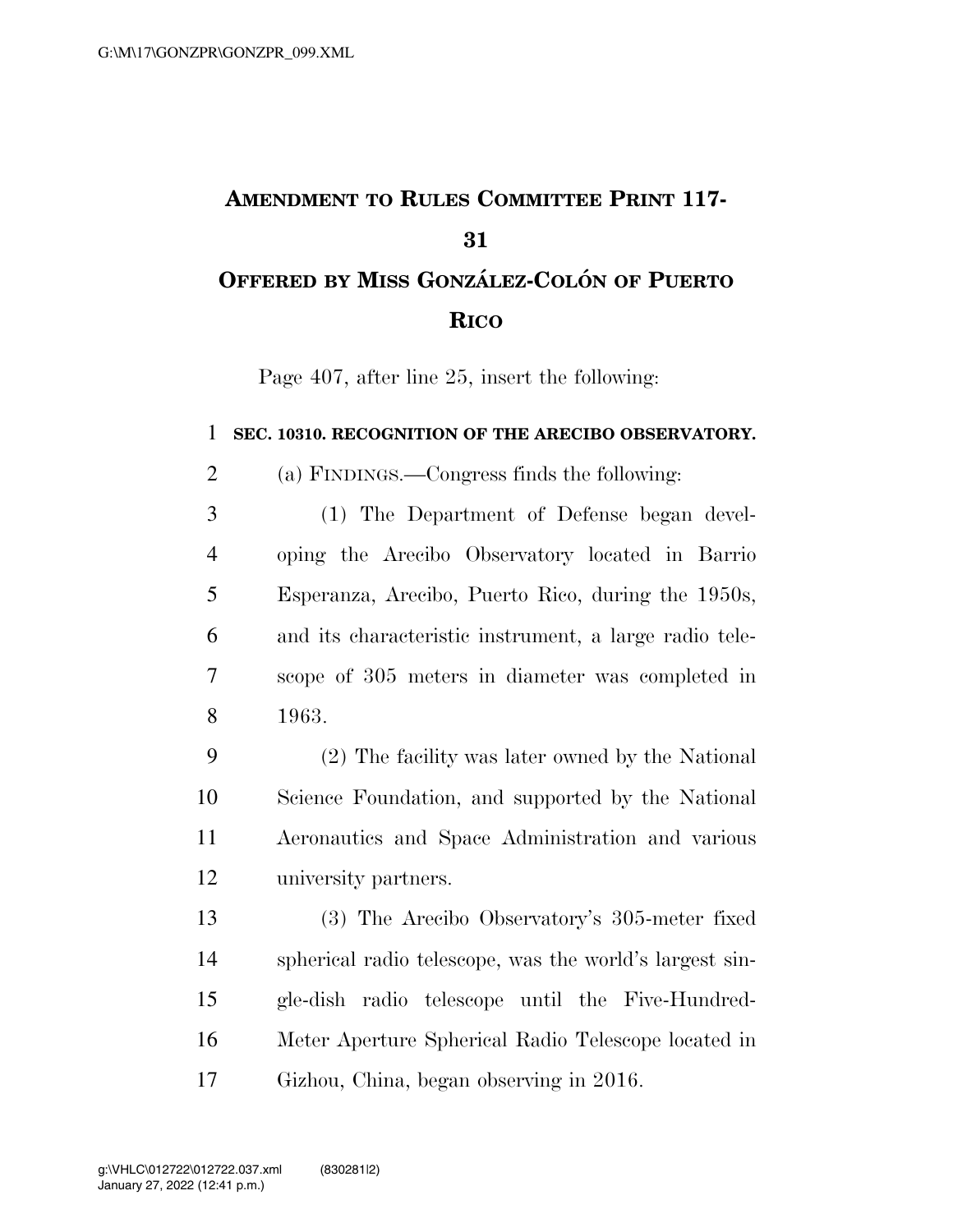# AMENDMENT TO RULES COMMITTEE PRINT 117-31

## OFFERED BY MISS GONZÁLEZ-COLÓN OF PUERTO RICO

Page 407, after line 25, insert the following:

**SEC. 10310. RECOGNITION OF THE ARECIBO OBSERVATORY.**

(a) FINDINGS.—Congress finds the following:

(1) The Department of Defense began developing the Arecibo Observatory located in Barrio Esperanza, Arecibo, Puerto Rico, during the 1950s, and its characteristic instrument, a large radio telescope of 305 meters in diameter was completed in 1963.

(2) The facility was later owned by the National Science Foundation, and supported by the National Aeronautics and Space Administration and various university partners.

(3) The Arecibo Observatory's 305-meter fixed spherical radio telescope, was the world's largest single-dish radio telescope until the Five-Hundred-Meter Aperture Spherical Radio Telescope located in Gizhou, China, began observing in 2016.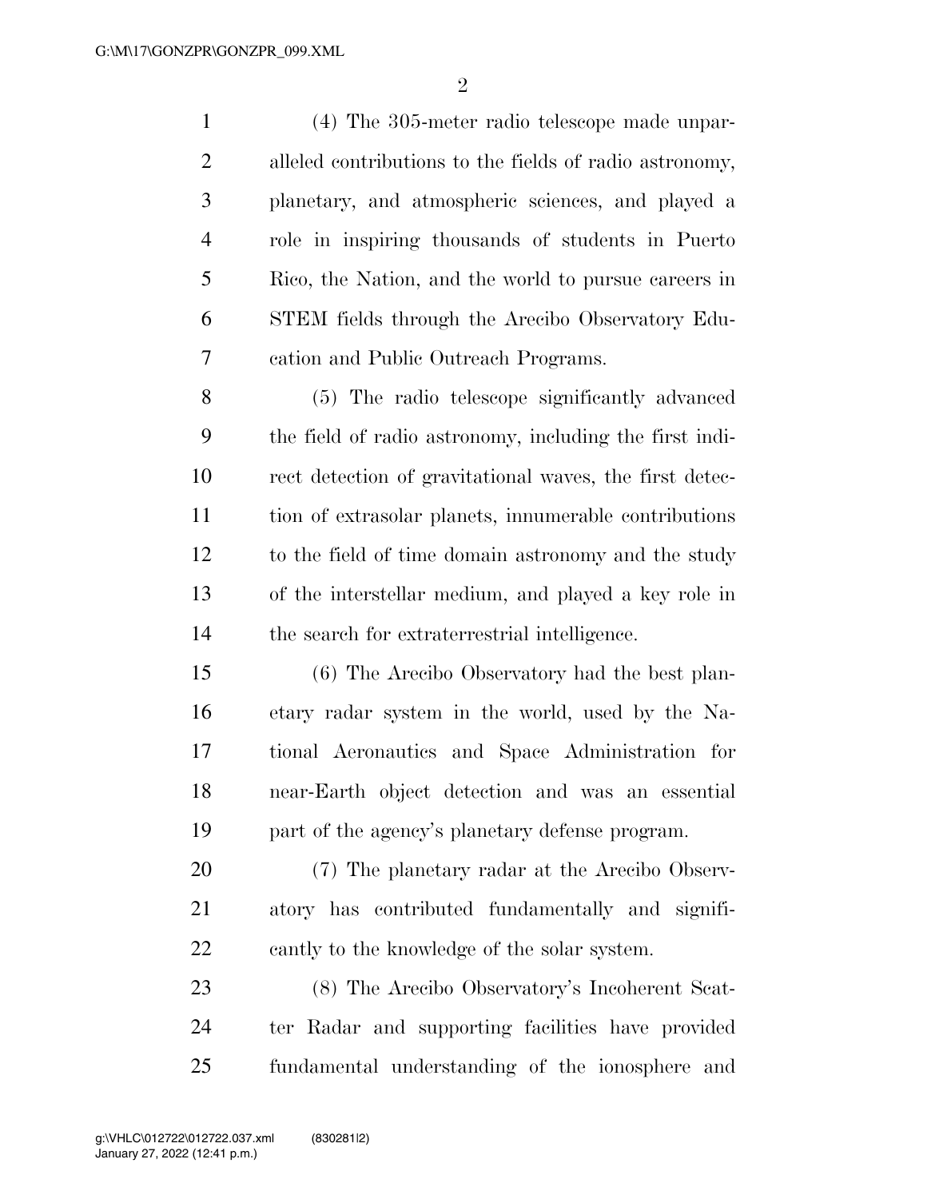(4) The 305-meter radio telescope made unparalleled contributions to the fields of radio astronomy, planetary, and atmospheric sciences, and played a role in inspiring thousands of students in Puerto Rico, the Nation, and the world to pursue careers in STEM fields through the Arecibo Observatory Education and Public Outreach Programs.

(5) The radio telescope significantly advanced the field of radio astronomy, including the first indirect detection of gravitational waves, the first detection of extrasolar planets, innumerable contributions to the field of time domain astronomy and the study of the interstellar medium, and played a key role in the search for extraterrestrial intelligence.

(6) The Arecibo Observatory had the best planetary radar system in the world, used by the National Aeronautics and Space Administration for near-Earth object detection and was an essential part of the agency's planetary defense program.

(7) The planetary radar at the Arecibo Observatory has contributed fundamentally and significantly to the knowledge of the solar system.

(8) The Arecibo Observatory's Incoherent Scatter Radar and supporting facilities have provided fundamental understanding of the ionosphere and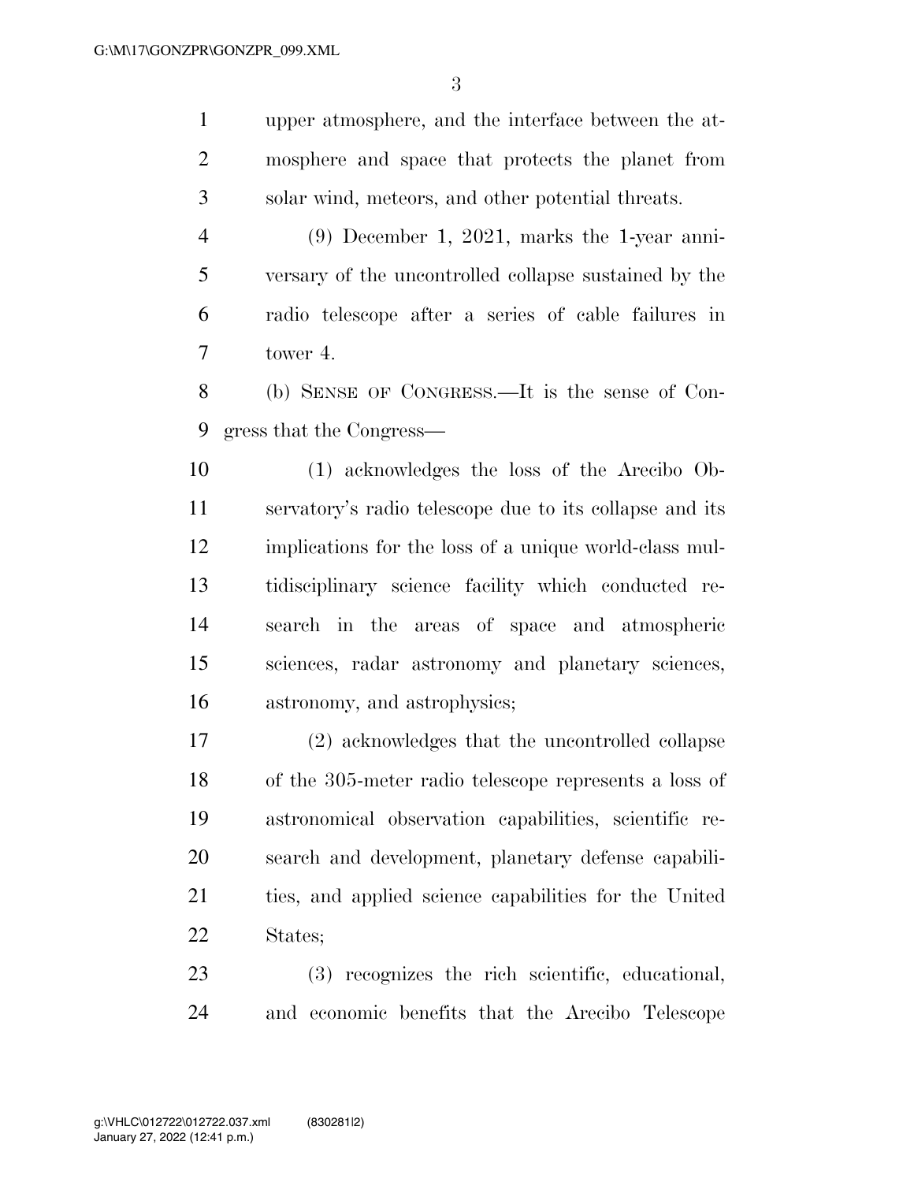upper atmosphere, and the interface between the atmosphere and space that protects the planet from solar wind, meteors, and other potential threats.

(9) December 1, 2021, marks the 1-year anniversary of the uncontrolled collapse sustained by the radio telescope after a series of cable failures in tower 4.

(b) SENSE OF CONGRESS.—It is the sense of Congress that the Congress—

(1) acknowledges the loss of the Arecibo Observatory's radio telescope due to its collapse and its implications for the loss of a unique world-class multidisciplinary science facility which conducted research in the areas of space and atmospheric sciences, radar astronomy and planetary sciences, astronomy, and astrophysics;

(2) acknowledges that the uncontrolled collapse of the 305-meter radio telescope represents a loss of astronomical observation capabilities, scientific research and development, planetary defense capabilities, and applied science capabilities for the United States;

(3) recognizes the rich scientific, educational, and economic benefits that the Arecibo Telescope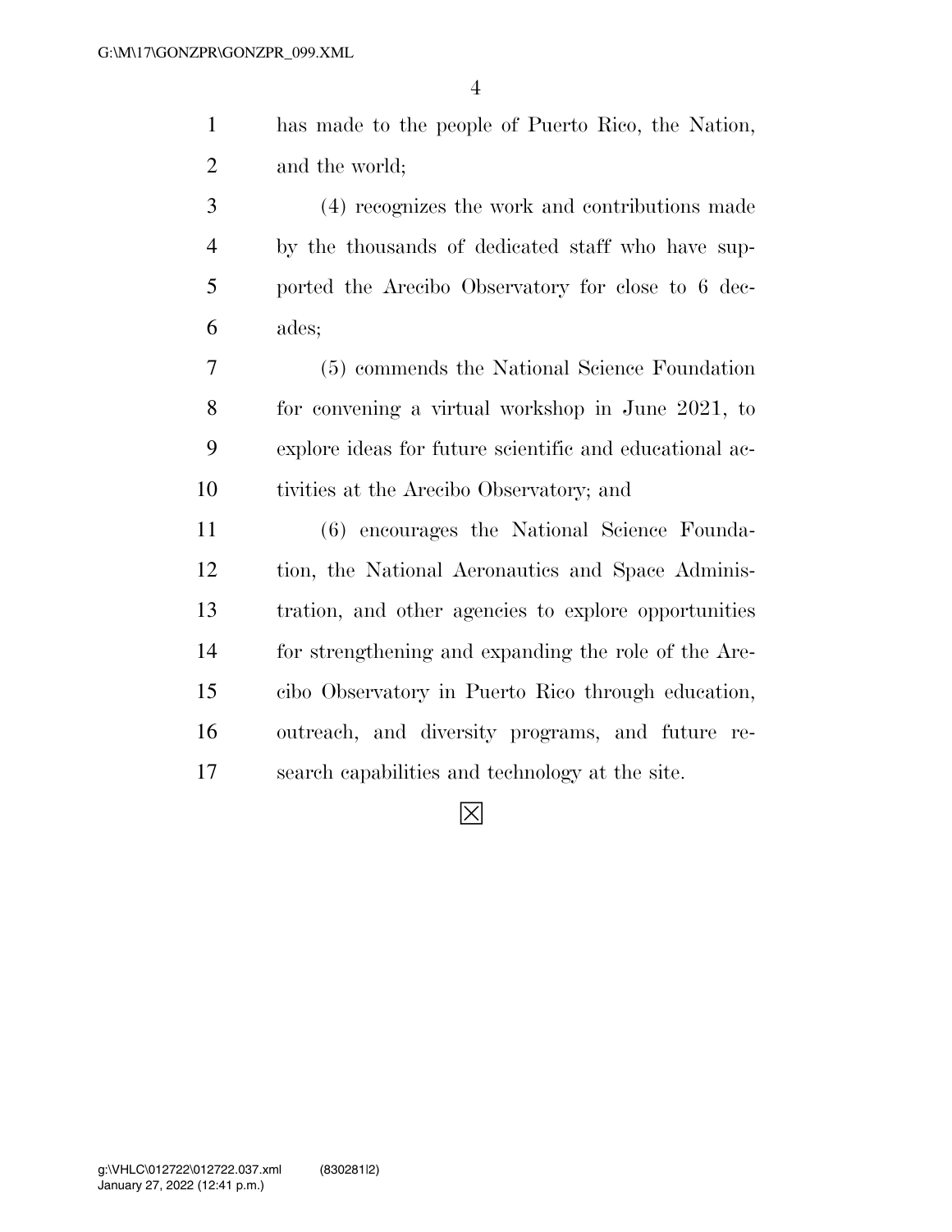has made to the people of Puerto Rico, the Nation, and the world;

(4) recognizes the work and contributions made by the thousands of dedicated staff who have supported the Arecibo Observatory for close to 6 decades;

(5) commends the National Science Foundation for convening a virtual workshop in June 2021, to explore ideas for future scientific and educational activities at the Arecibo Observatory; and

(6) encourages the National Science Foundation, the National Aeronautics and Space Administration, and other agencies to explore opportunities for strengthening and expanding the role of the Arecibo Observatory in Puerto Rico through education, outreach, and diversity programs, and future research capabilities and technology at the site.